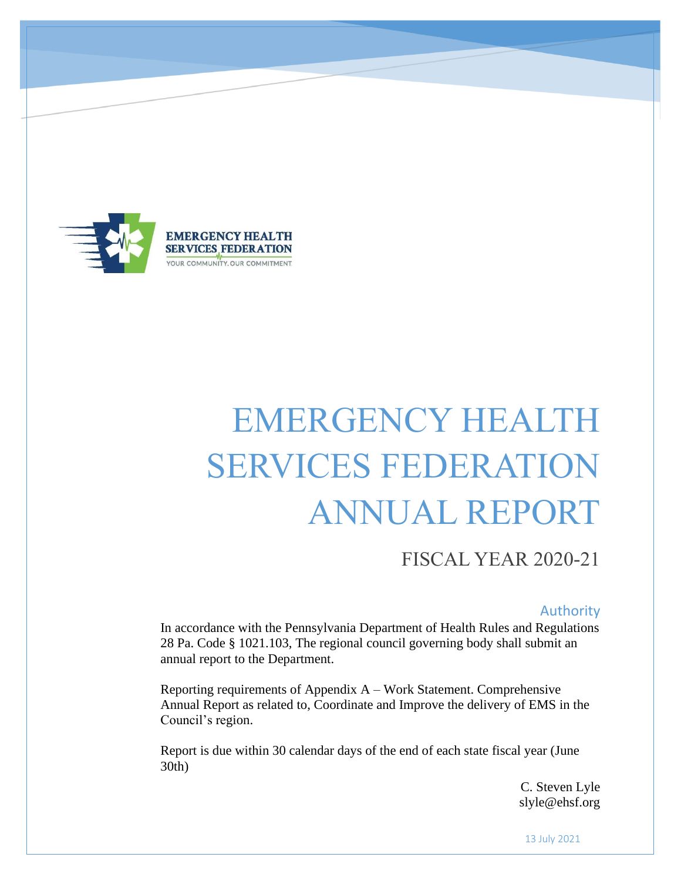EMERGENCY HEALTH SERVICES FEDERATION

YOUR COMMUNITY, OUR COMMITMENT

# EMERGENCY HEALTH SERVICES FEDERATION ANNUAL REPORT

## FISCAL YEAR 2020-21

### Authority

In accordance with the Pennsylvania Department of Health Rules and Regulations 28 Pa. Code § 1021.103, The regional council governing body shall submit an annual report to the Department.

Reporting requirements of Appendix A – Work Statement. Comprehensive Annual Report as related to, Coordinate and Improve the delivery of EMS in the Council's region.

Report is due within 30 calendar days of the end of each state fiscal year (June 30th)

C. Steven Lyle
slyle@ehsf.org

13 July 2021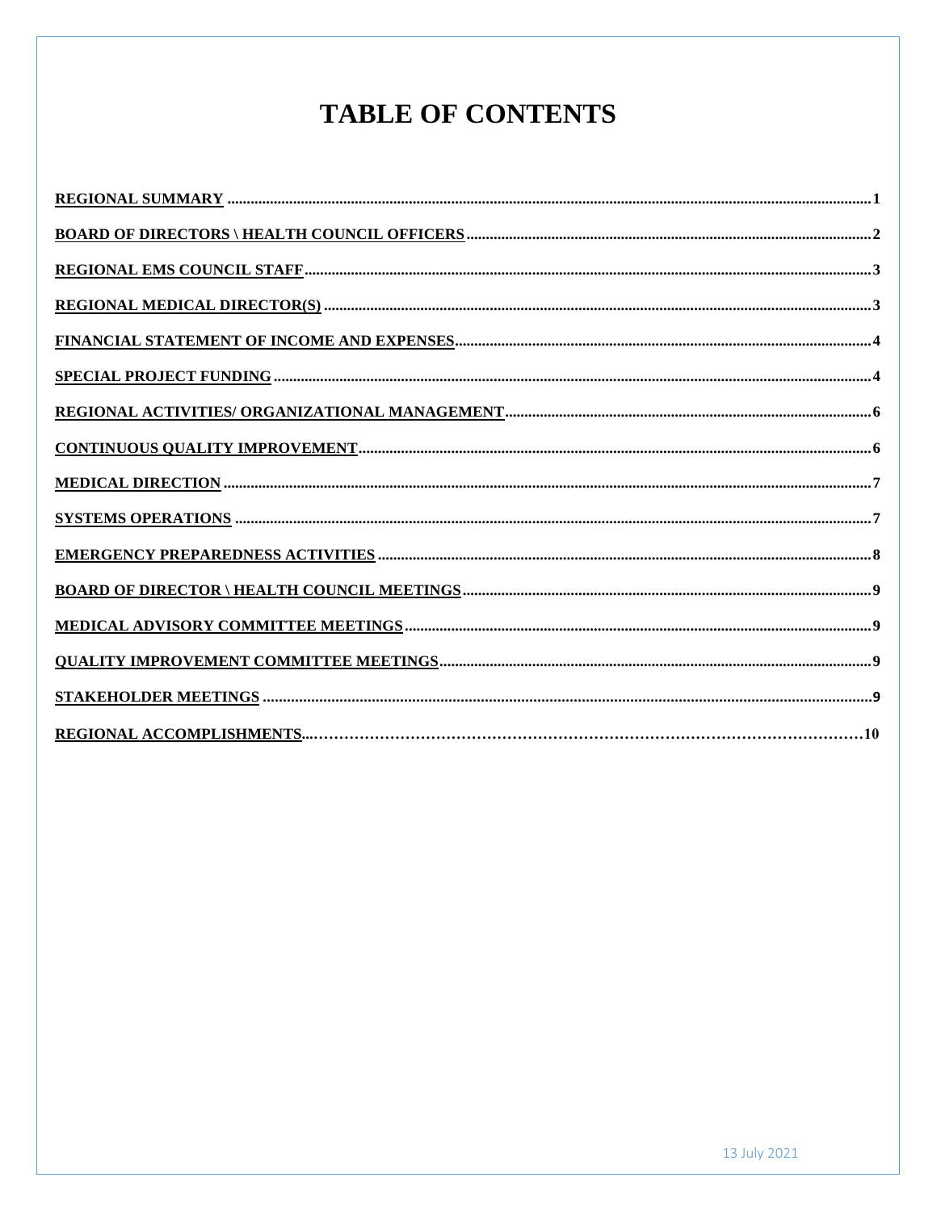# TABLE OF CONTENTS

REGIONAL SUMMARY ........................................................................ 1

BOARD OF DIRECTORS \ HEALTH COUNCIL OFFICERS ........................................................................ 2

REGIONAL EMS COUNCIL STAFF ........................................................................ 3

REGIONAL MEDICAL DIRECTOR(S) ........................................................................ 3

FINANCIAL STATEMENT OF INCOME AND EXPENSES ........................................................................ 4

SPECIAL PROJECT FUNDING ........................................................................ 4

REGIONAL ACTIVITIES/ ORGANIZATIONAL MANAGEMENT ........................................................................ 6

CONTINUOUS QUALITY IMPROVEMENT ........................................................................ 6

MEDICAL DIRECTION ........................................................................ 7

SYSTEMS OPERATIONS ........................................................................ 7

EMERGENCY PREPAREDNESS ACTIVITIES ........................................................................ 8

BOARD OF DIRECTOR \ HEALTH COUNCIL MEETINGS ........................................................................ 9

MEDICAL ADVISORY COMMITTEE MEETINGS ........................................................................ 9

QUALITY IMPROVEMENT COMMITTEE MEETINGS ........................................................................ 9

STAKEHOLDER MEETINGS ........................................................................ 9

REGIONAL ACCOMPLISHMENTS ........................................................................ 10

13 July 2021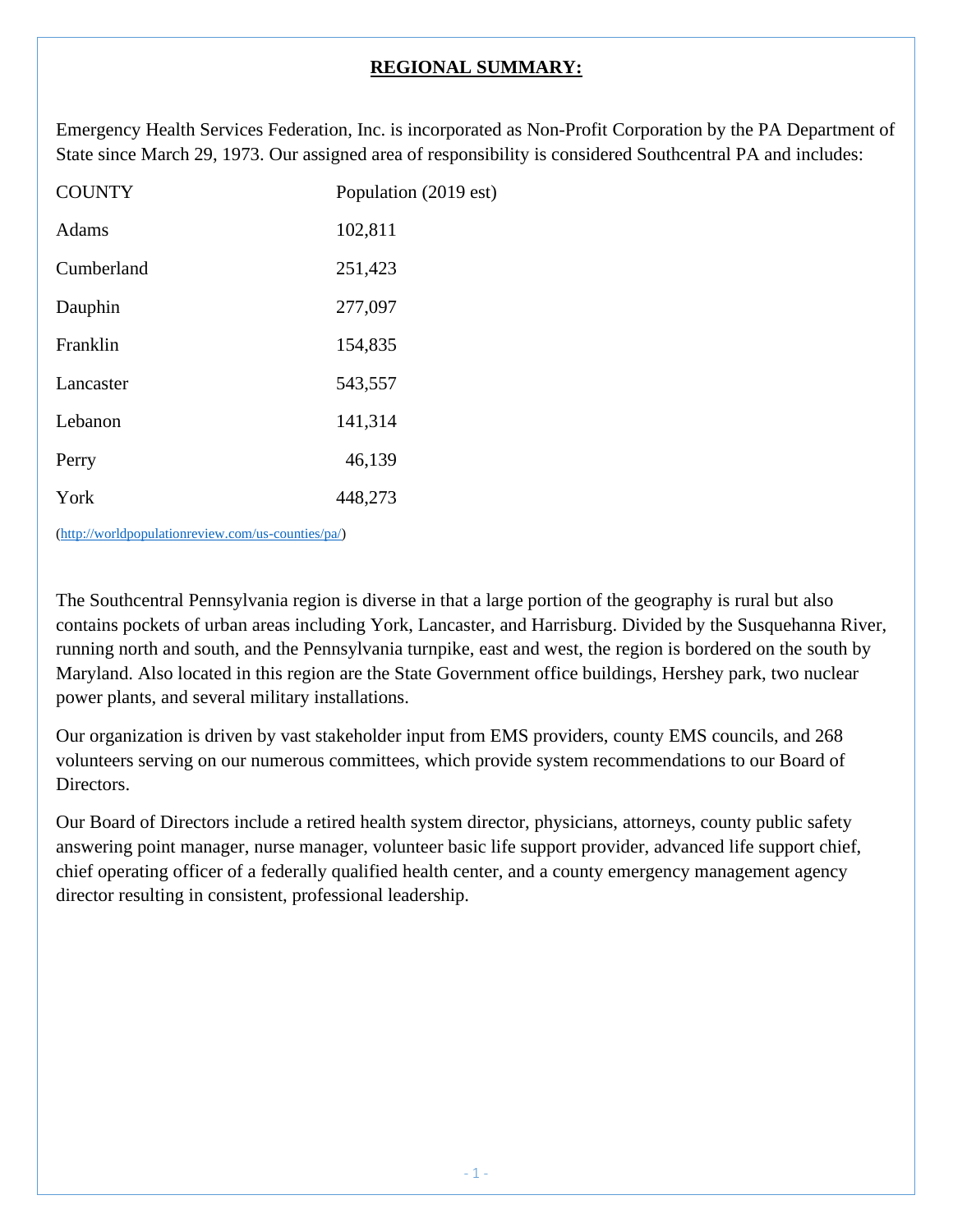## REGIONAL SUMMARY:

Emergency Health Services Federation, Inc. is incorporated as Non-Profit Corporation by the PA Department of State since March 29, 1973. Our assigned area of responsibility is considered Southcentral PA and includes:

| COUNTY | Population (2019 est) |
|---|---|
| Adams | 102,811 |
| Cumberland | 251,423 |
| Dauphin | 277,097 |
| Franklin | 154,835 |
| Lancaster | 543,557 |
| Lebanon | 141,314 |
| Perry | 46,139 |
| York | 448,273 |

(http://worldpopulationreview.com/us-counties/pa/)

The Southcentral Pennsylvania region is diverse in that a large portion of the geography is rural but also contains pockets of urban areas including York, Lancaster, and Harrisburg. Divided by the Susquehanna River, running north and south, and the Pennsylvania turnpike, east and west, the region is bordered on the south by Maryland. Also located in this region are the State Government office buildings, Hershey park, two nuclear power plants, and several military installations.

Our organization is driven by vast stakeholder input from EMS providers, county EMS councils, and 268 volunteers serving on our numerous committees, which provide system recommendations to our Board of Directors.

Our Board of Directors include a retired health system director, physicians, attorneys, county public safety answering point manager, nurse manager, volunteer basic life support provider, advanced life support chief, chief operating officer of a federally qualified health center, and a county emergency management agency director resulting in consistent, professional leadership.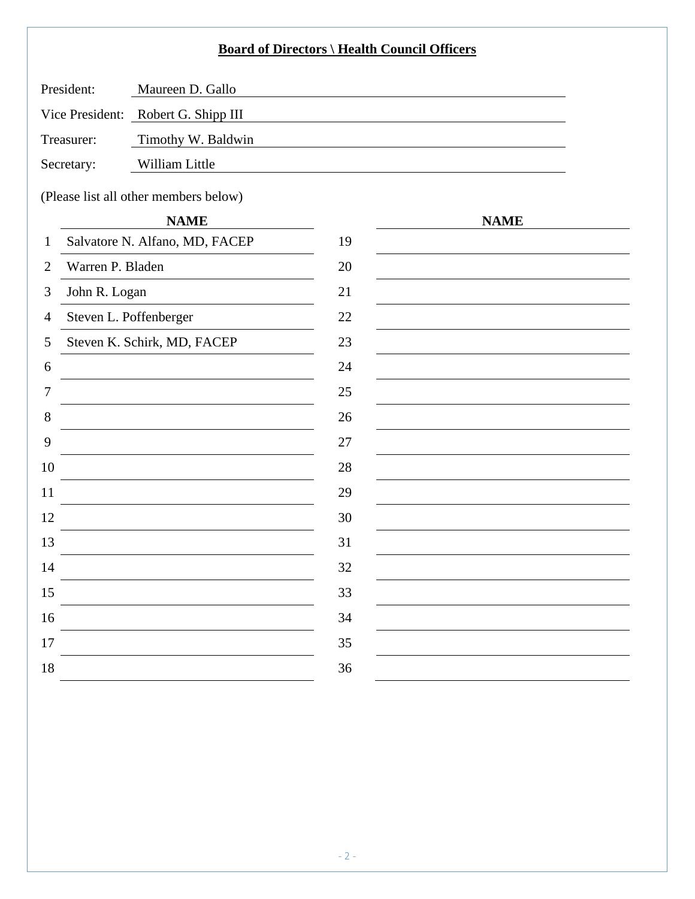## Board of Directors \ Health Council Officers

President: Maureen D. Gallo

Vice President: Robert G. Shipp III

Treasurer: Timothy W. Baldwin

Secretary: William Little

(Please list all other members below)

| | NAME | | NAME |
|---|---|---|---|
| 1 | Salvatore N. Alfano, MD, FACEP | 19 | |
| 2 | Warren P. Bladen | 20 | |
| 3 | John R. Logan | 21 | |
| 4 | Steven L. Poffenberger | 22 | |
| 5 | Steven K. Schirk, MD, FACEP | 23 | |
| 6 | | 24 | |
| 7 | | 25 | |
| 8 | | 26 | |
| 9 | | 27 | |
| 10 | | 28 | |
| 11 | | 29 | |
| 12 | | 30 | |
| 13 | | 31 | |
| 14 | | 32 | |
| 15 | | 33 | |
| 16 | | 34 | |
| 17 | | 35 | |
| 18 | | 36 | |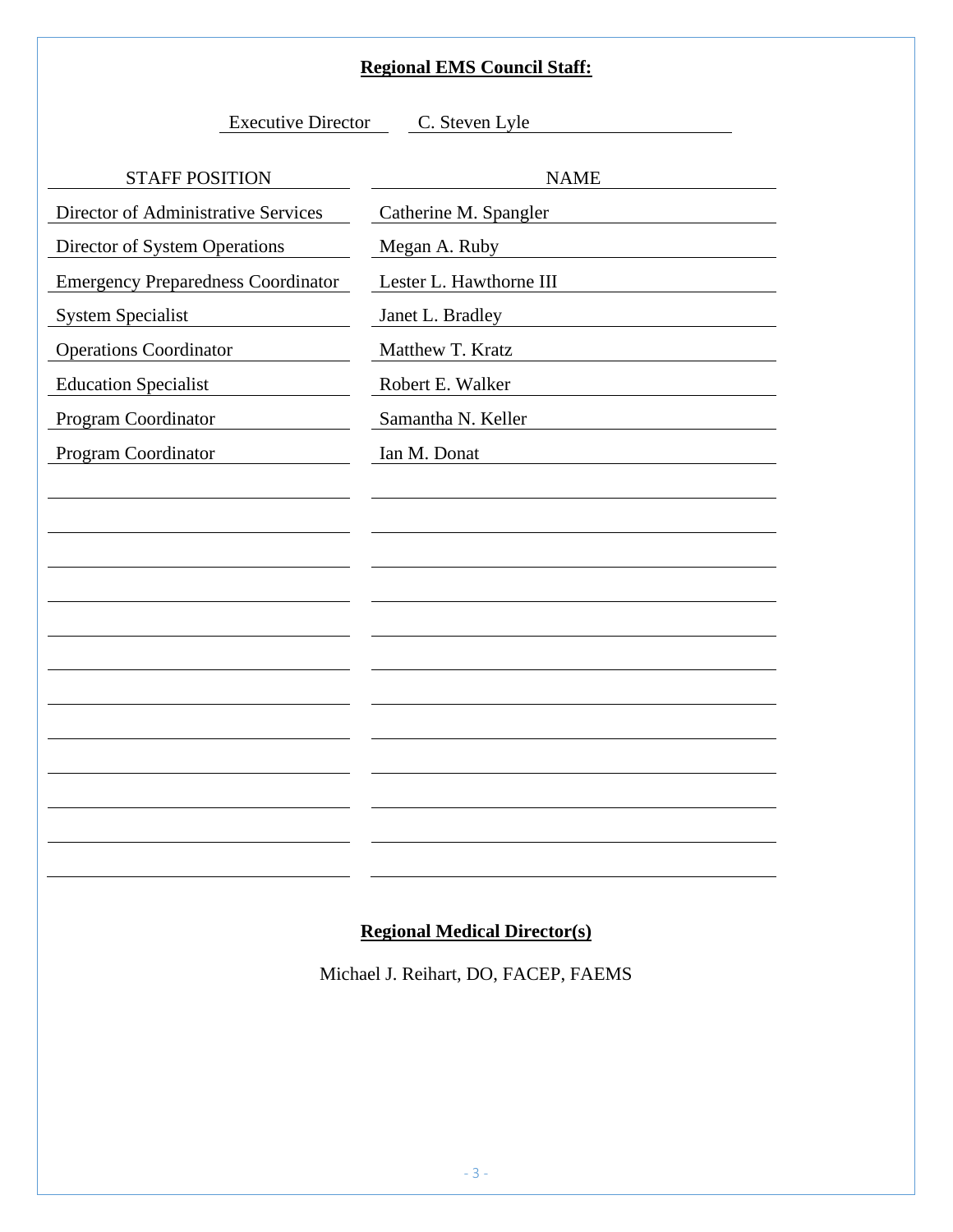**Regional EMS Council Staff:**

Executive Director C. Steven Lyle

| STAFF POSITION | NAME |
| --- | --- |
| Director of Administrative Services | Catherine M. Spangler |
| Director of System Operations | Megan A. Ruby |
| Emergency Preparedness Coordinator | Lester L. Hawthorne III |
| System Specialist | Janet L. Bradley |
| Operations Coordinator | Matthew T. Kratz |
| Education Specialist | Robert E. Walker |
| Program Coordinator | Samantha N. Keller |
| Program Coordinator | Ian M. Donat |
| | |
| | |
| | |
| | |
| | |
| | |
| | |
| | |
| | |
| | |
| | |
| | |

**Regional Medical Director(s)**

Michael J. Reihart, DO, FACEP, FAEMS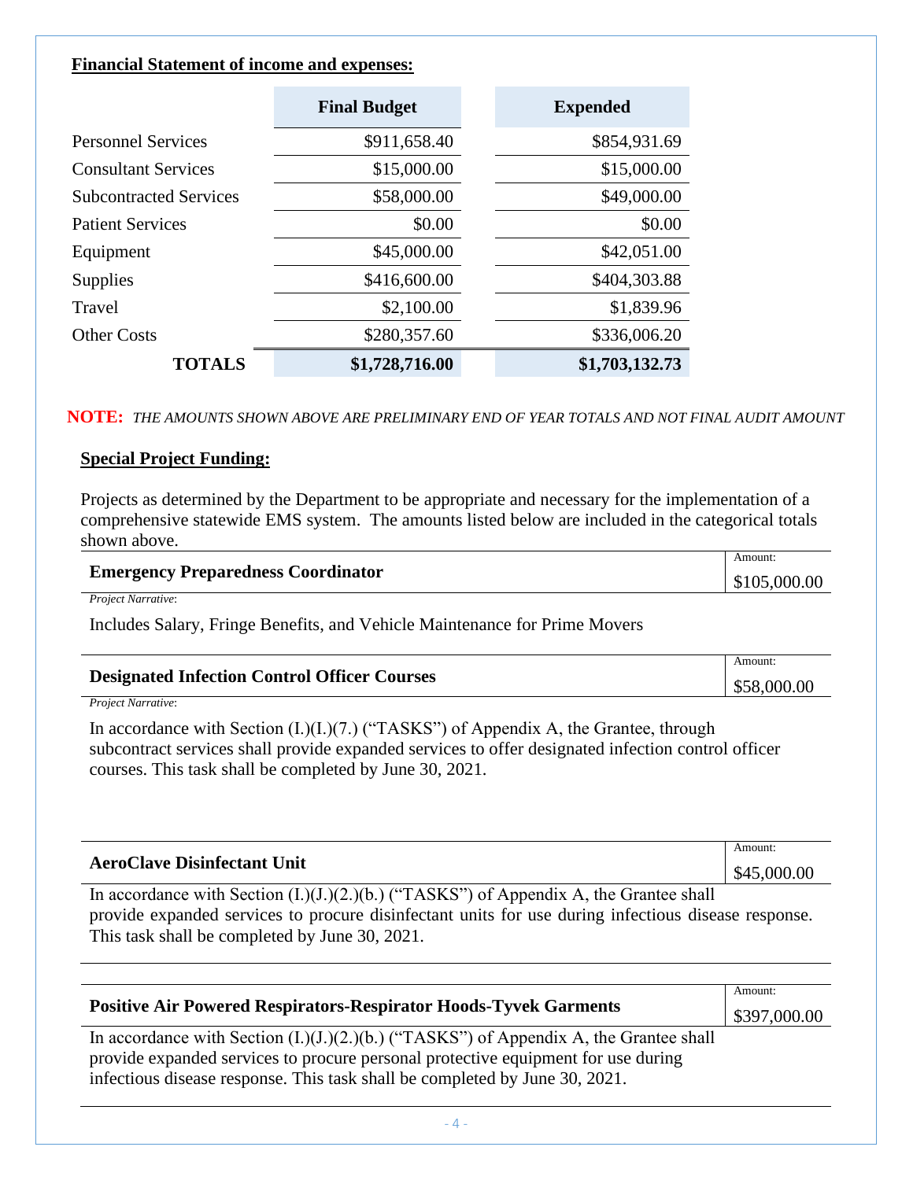**Financial Statement of income and expenses:**

| | Final Budget | Expended |
|---|---|---|
| Personnel Services | $911,658.40 | $854,931.69 |
| Consultant Services | $15,000.00 | $15,000.00 |
| Subcontracted Services | $58,000.00 | $49,000.00 |
| Patient Services | $0.00 | $0.00 |
| Equipment | $45,000.00 | $42,051.00 |
| Supplies | $416,600.00 | $404,303.88 |
| Travel | $2,100.00 | $1,839.96 |
| Other Costs | $280,357.60 | $336,006.20 |
| **TOTALS** | **$1,728,716.00** | **$1,703,132.73** |

**NOTE:** *THE AMOUNTS SHOWN ABOVE ARE PRELIMINARY END OF YEAR TOTALS AND NOT FINAL AUDIT AMOUNT*

**Special Project Funding:**

Projects as determined by the Department to be appropriate and necessary for the implementation of a comprehensive statewide EMS system. The amounts listed below are included in the categorical totals shown above.

| **Emergency Preparedness Coordinator** | Amount: $105,000.00 |
|---|---|

*Project Narrative*:

Includes Salary, Fringe Benefits, and Vehicle Maintenance for Prime Movers

| **Designated Infection Control Officer Courses** | Amount: $58,000.00 |
|---|---|

*Project Narrative*:

In accordance with Section (I.)(I.)(7.) ("TASKS") of Appendix A, the Grantee, through subcontract services shall provide expanded services to offer designated infection control officer courses. This task shall be completed by June 30, 2021.

| **AeroClave Disinfectant Unit** | Amount: $45,000.00 |
|---|---|

In accordance with Section (I.)(J.)(2.)(b.) ("TASKS") of Appendix A, the Grantee shall provide expanded services to procure disinfectant units for use during infectious disease response. This task shall be completed by June 30, 2021.

| **Positive Air Powered Respirators-Respirator Hoods-Tyvek Garments** | Amount: $397,000.00 |
|---|---|

In accordance with Section (I.)(J.)(2.)(b.) ("TASKS") of Appendix A, the Grantee shall provide expanded services to procure personal protective equipment for use during infectious disease response. This task shall be completed by June 30, 2021.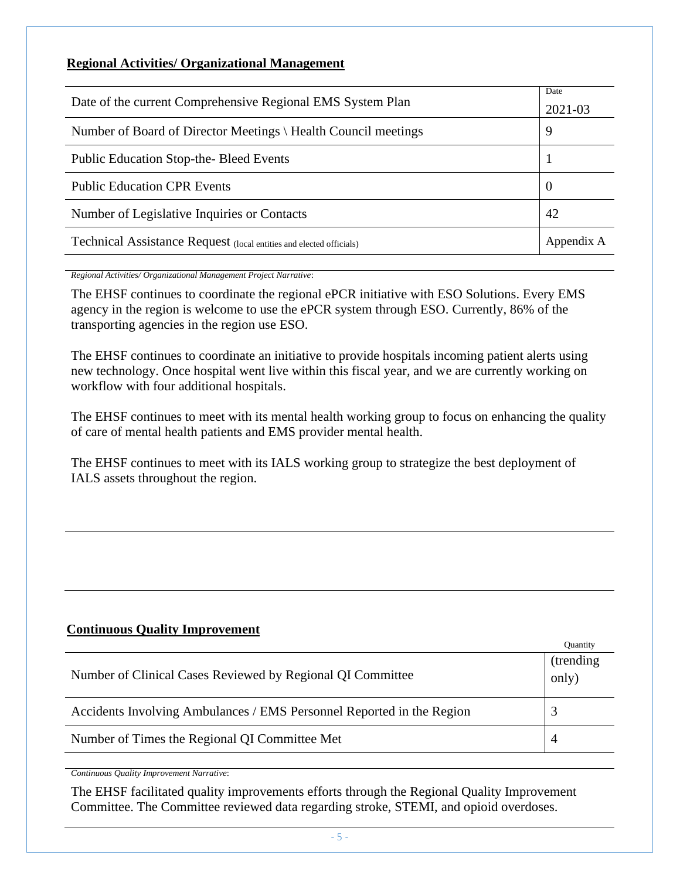**Regional Activities/ Organizational Management**

| | |
|---|---|
| Date of the current Comprehensive Regional EMS System Plan | Date<br>2021-03 |
| Number of Board of Director Meetings \ Health Council meetings | 9 |
| Public Education Stop-the- Bleed Events | 1 |
| Public Education CPR Events | 0 |
| Number of Legislative Inquiries or Contacts | 42 |
| Technical Assistance Request (local entities and elected officials) | Appendix A |

*Regional Activities/ Organizational Management Project Narrative*:

The EHSF continues to coordinate the regional ePCR initiative with ESO Solutions. Every EMS agency in the region is welcome to use the ePCR system through ESO. Currently, 86% of the transporting agencies in the region use ESO.

The EHSF continues to coordinate an initiative to provide hospitals incoming patient alerts using new technology. Once hospital went live within this fiscal year, and we are currently working on workflow with four additional hospitals.

The EHSF continues to meet with its mental health working group to focus on enhancing the quality of care of mental health patients and EMS provider mental health.

The EHSF continues to meet with its IALS working group to strategize the best deployment of IALS assets throughout the region.

**Continuous Quality Improvement**

| | Quantity |
|---|---|
| Number of Clinical Cases Reviewed by Regional QI Committee | (trending only) |
| Accidents Involving Ambulances / EMS Personnel Reported in the Region | 3 |
| Number of Times the Regional QI Committee Met | 4 |

*Continuous Quality Improvement Narrative*:

The EHSF facilitated quality improvements efforts through the Regional Quality Improvement Committee. The Committee reviewed data regarding stroke, STEMI, and opioid overdoses.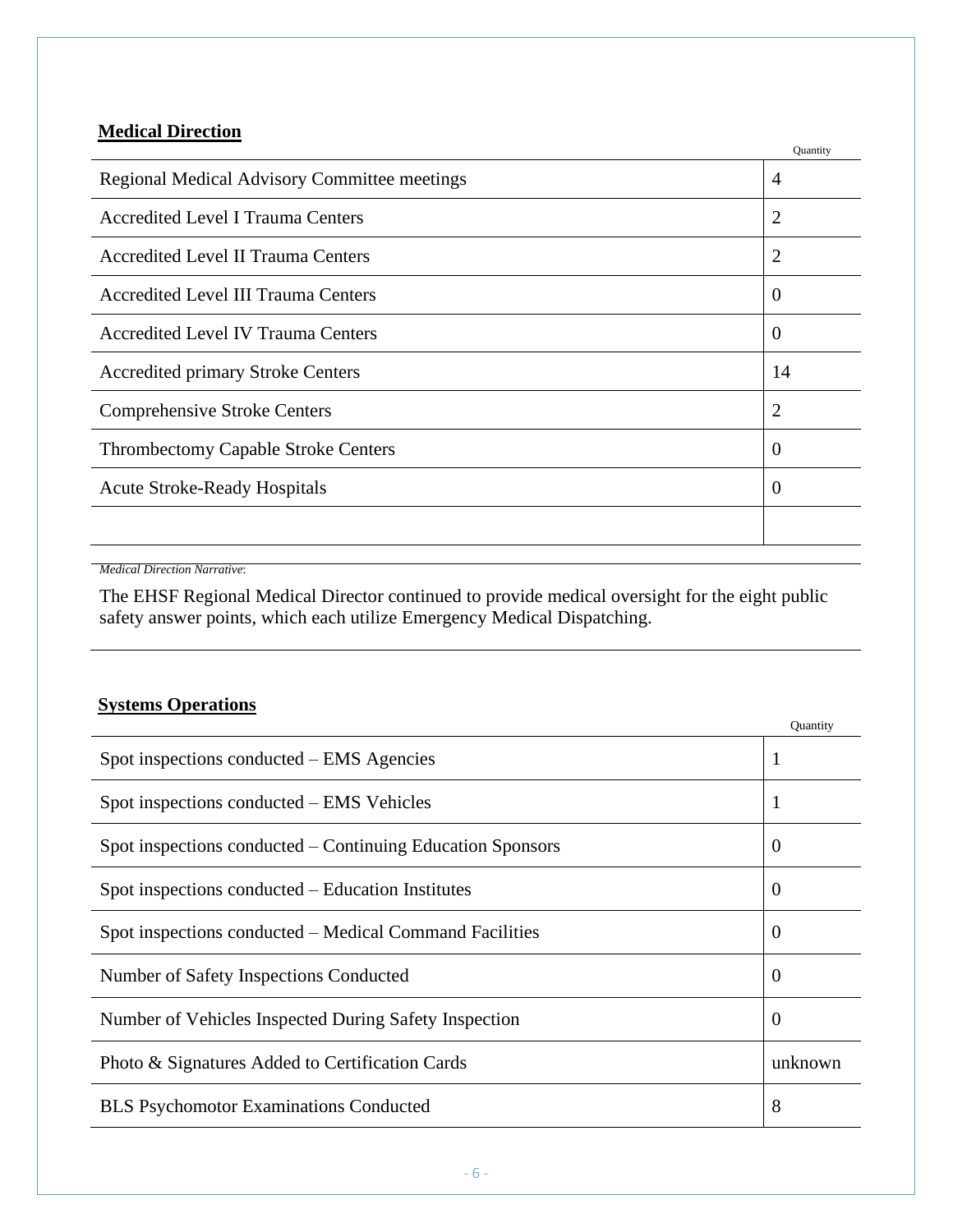## Medical Direction

| | Quantity |
|---|---|
| Regional Medical Advisory Committee meetings | 4 |
| Accredited Level I Trauma Centers | 2 |
| Accredited Level II Trauma Centers | 2 |
| Accredited Level III Trauma Centers | 0 |
| Accredited Level IV Trauma Centers | 0 |
| Accredited primary Stroke Centers | 14 |
| Comprehensive Stroke Centers | 2 |
| Thrombectomy Capable Stroke Centers | 0 |
| Acute Stroke-Ready Hospitals | 0 |
| | |

*Medical Direction Narrative*:

The EHSF Regional Medical Director continued to provide medical oversight for the eight public safety answer points, which each utilize Emergency Medical Dispatching.

## Systems Operations

| | Quantity |
|---|---|
| Spot inspections conducted – EMS Agencies | 1 |
| Spot inspections conducted – EMS Vehicles | 1 |
| Spot inspections conducted – Continuing Education Sponsors | 0 |
| Spot inspections conducted – Education Institutes | 0 |
| Spot inspections conducted – Medical Command Facilities | 0 |
| Number of Safety Inspections Conducted | 0 |
| Number of Vehicles Inspected During Safety Inspection | 0 |
| Photo & Signatures Added to Certification Cards | unknown |
| BLS Psychomotor Examinations Conducted | 8 |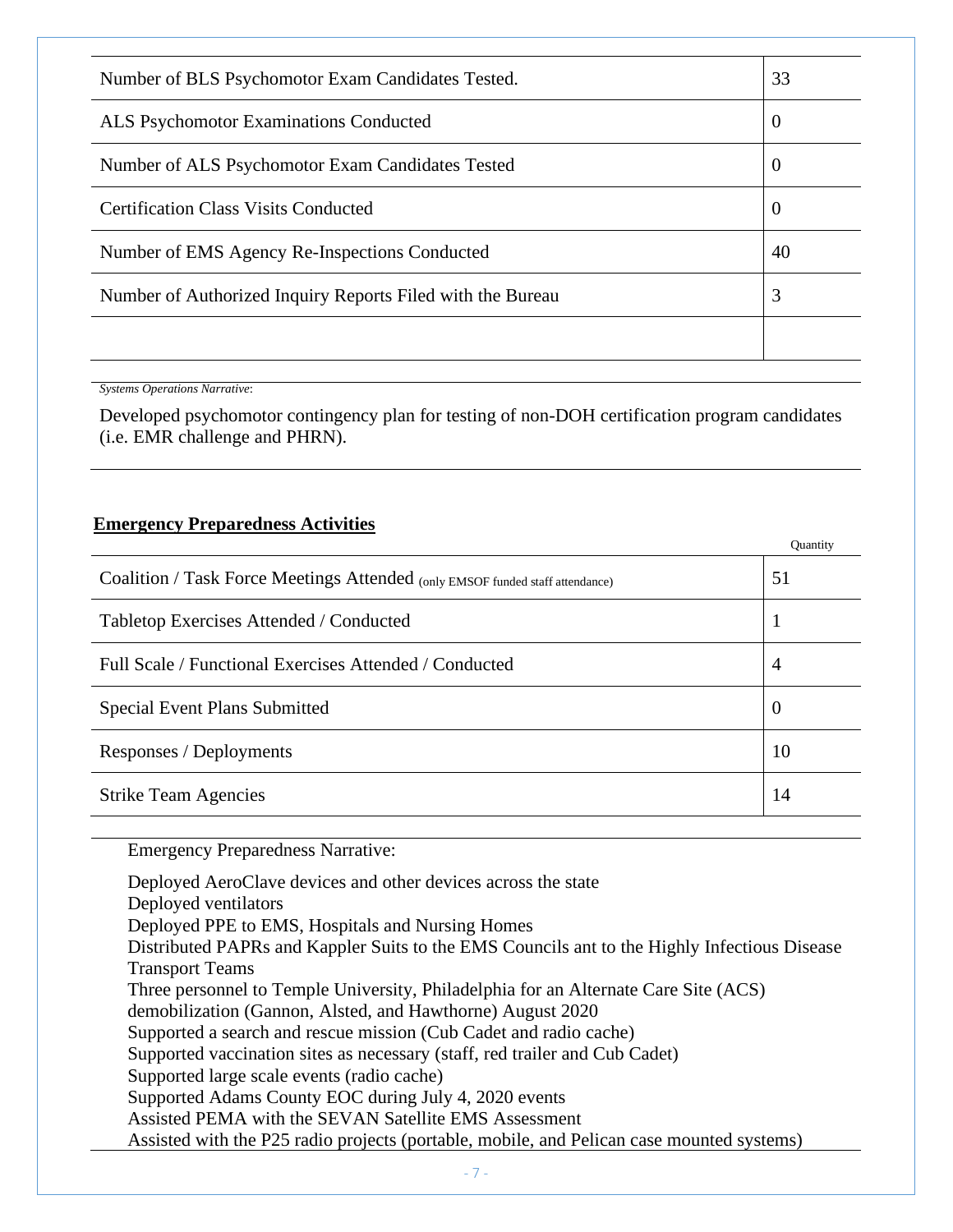| | |
|---|---|
| Number of BLS Psychomotor Exam Candidates Tested. | 33 |
| ALS Psychomotor Examinations Conducted | 0 |
| Number of ALS Psychomotor Exam Candidates Tested | 0 |
| Certification Class Visits Conducted | 0 |
| Number of EMS Agency Re-Inspections Conducted | 40 |
| Number of Authorized Inquiry Reports Filed with the Bureau | 3 |
| | |

*Systems Operations Narrative*:

Developed psychomotor contingency plan for testing of non-DOH certification program candidates (i.e. EMR challenge and PHRN).

## **Emergency Preparedness Activities**

| | Quantity |
|---|---|
| Coalition / Task Force Meetings Attended (only EMSOF funded staff attendance) | 51 |
| Tabletop Exercises Attended / Conducted | 1 |
| Full Scale / Functional Exercises Attended / Conducted | 4 |
| Special Event Plans Submitted | 0 |
| Responses / Deployments | 10 |
| Strike Team Agencies | 14 |

Emergency Preparedness Narrative:

Deployed AeroClave devices and other devices across the state
Deployed ventilators
Deployed PPE to EMS, Hospitals and Nursing Homes
Distributed PAPRs and Kappler Suits to the EMS Councils ant to the Highly Infectious Disease Transport Teams
Three personnel to Temple University, Philadelphia for an Alternate Care Site (ACS) demobilization (Gannon, Alsted, and Hawthorne) August 2020
Supported a search and rescue mission (Cub Cadet and radio cache)
Supported vaccination sites as necessary (staff, red trailer and Cub Cadet)
Supported large scale events (radio cache)
Supported Adams County EOC during July 4, 2020 events
Assisted PEMA with the SEVAN Satellite EMS Assessment
Assisted with the P25 radio projects (portable, mobile, and Pelican case mounted systems)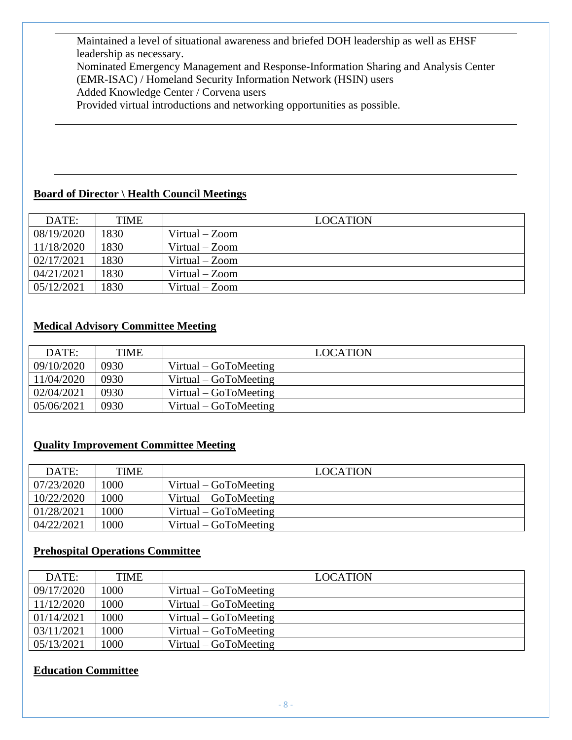Maintained a level of situational awareness and briefed DOH leadership as well as EHSF leadership as necessary.
Nominated Emergency Management and Response-Information Sharing and Analysis Center (EMR-ISAC) / Homeland Security Information Network (HSIN) users
Added Knowledge Center / Corvena users
Provided virtual introductions and networking opportunities as possible.

**Board of Director \ Health Council Meetings**

| DATE: | TIME | LOCATION |
|---|---|---|
| 08/19/2020 | 1830 | Virtual – Zoom |
| 11/18/2020 | 1830 | Virtual – Zoom |
| 02/17/2021 | 1830 | Virtual – Zoom |
| 04/21/2021 | 1830 | Virtual – Zoom |
| 05/12/2021 | 1830 | Virtual – Zoom |

**Medical Advisory Committee Meeting**

| DATE: | TIME | LOCATION |
|---|---|---|
| 09/10/2020 | 0930 | Virtual – GoToMeeting |
| 11/04/2020 | 0930 | Virtual – GoToMeeting |
| 02/04/2021 | 0930 | Virtual – GoToMeeting |
| 05/06/2021 | 0930 | Virtual – GoToMeeting |

**Quality Improvement Committee Meeting**

| DATE: | TIME | LOCATION |
|---|---|---|
| 07/23/2020 | 1000 | Virtual – GoToMeeting |
| 10/22/2020 | 1000 | Virtual – GoToMeeting |
| 01/28/2021 | 1000 | Virtual – GoToMeeting |
| 04/22/2021 | 1000 | Virtual – GoToMeeting |

**Prehospital Operations Committee**

| DATE: | TIME | LOCATION |
|---|---|---|
| 09/17/2020 | 1000 | Virtual – GoToMeeting |
| 11/12/2020 | 1000 | Virtual – GoToMeeting |
| 01/14/2021 | 1000 | Virtual – GoToMeeting |
| 03/11/2021 | 1000 | Virtual – GoToMeeting |
| 05/13/2021 | 1000 | Virtual – GoToMeeting |

**Education Committee**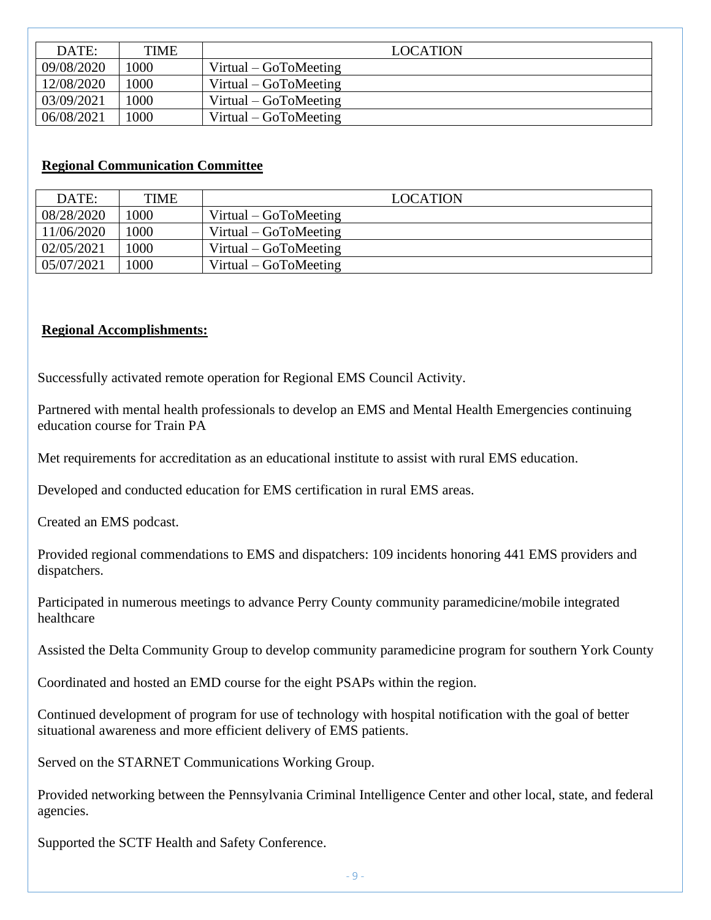| DATE: | TIME | LOCATION |
| --- | --- | --- |
| 09/08/2020 | 1000 | Virtual – GoToMeeting |
| 12/08/2020 | 1000 | Virtual – GoToMeeting |
| 03/09/2021 | 1000 | Virtual – GoToMeeting |
| 06/08/2021 | 1000 | Virtual – GoToMeeting |

**Regional Communication Committee**

| DATE: | TIME | LOCATION |
| --- | --- | --- |
| 08/28/2020 | 1000 | Virtual – GoToMeeting |
| 11/06/2020 | 1000 | Virtual – GoToMeeting |
| 02/05/2021 | 1000 | Virtual – GoToMeeting |
| 05/07/2021 | 1000 | Virtual – GoToMeeting |

**Regional Accomplishments:**

Successfully activated remote operation for Regional EMS Council Activity.

Partnered with mental health professionals to develop an EMS and Mental Health Emergencies continuing education course for Train PA

Met requirements for accreditation as an educational institute to assist with rural EMS education.

Developed and conducted education for EMS certification in rural EMS areas.

Created an EMS podcast.

Provided regional commendations to EMS and dispatchers: 109 incidents honoring 441 EMS providers and dispatchers.

Participated in numerous meetings to advance Perry County community paramedicine/mobile integrated healthcare

Assisted the Delta Community Group to develop community paramedicine program for southern York County

Coordinated and hosted an EMD course for the eight PSAPs within the region.

Continued development of program for use of technology with hospital notification with the goal of better situational awareness and more efficient delivery of EMS patients.

Served on the STARNET Communications Working Group.

Provided networking between the Pennsylvania Criminal Intelligence Center and other local, state, and federal agencies.

Supported the SCTF Health and Safety Conference.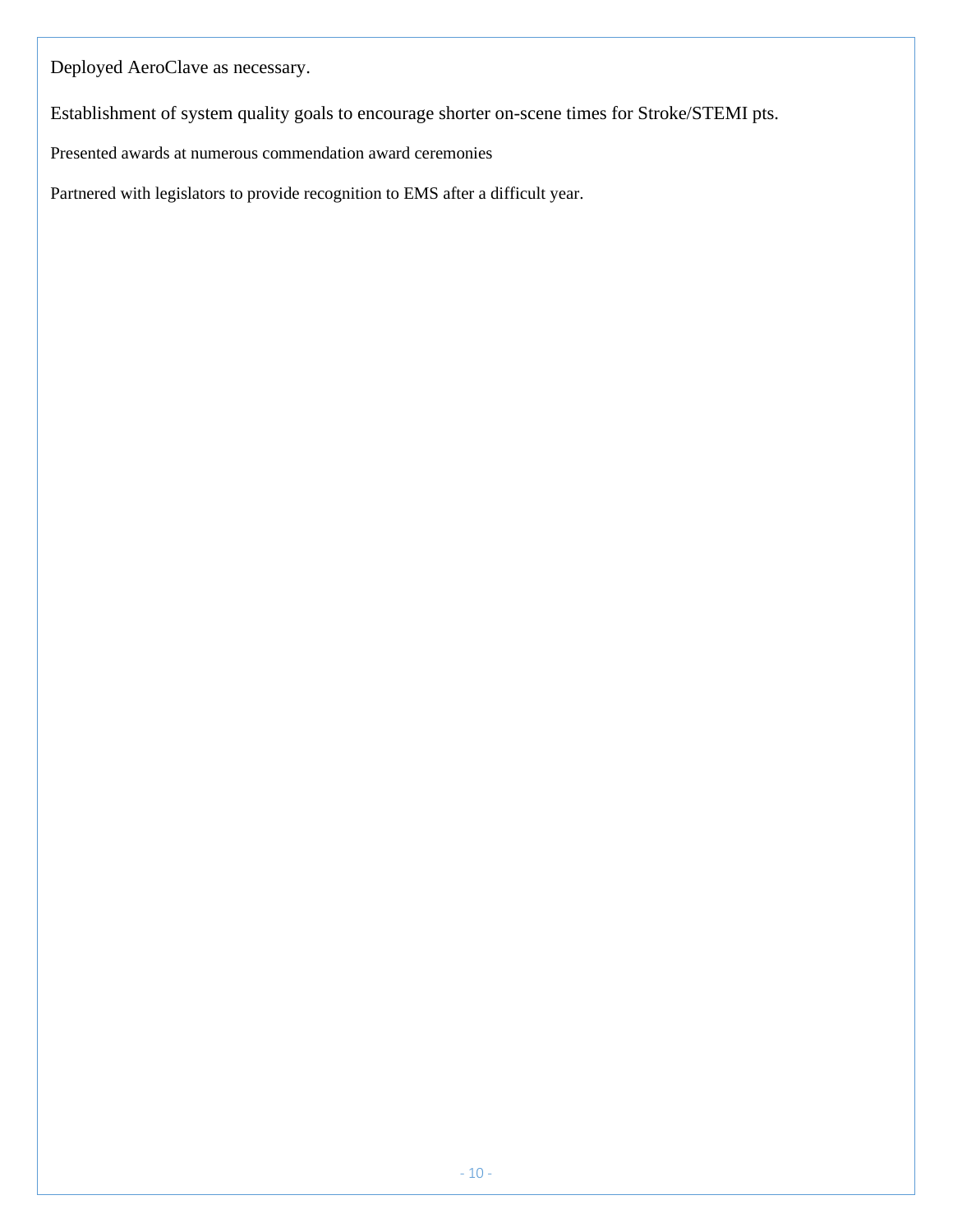Deployed AeroClave as necessary.

Establishment of system quality goals to encourage shorter on-scene times for Stroke/STEMI pts.

Presented awards at numerous commendation award ceremonies

Partnered with legislators to provide recognition to EMS after a difficult year.